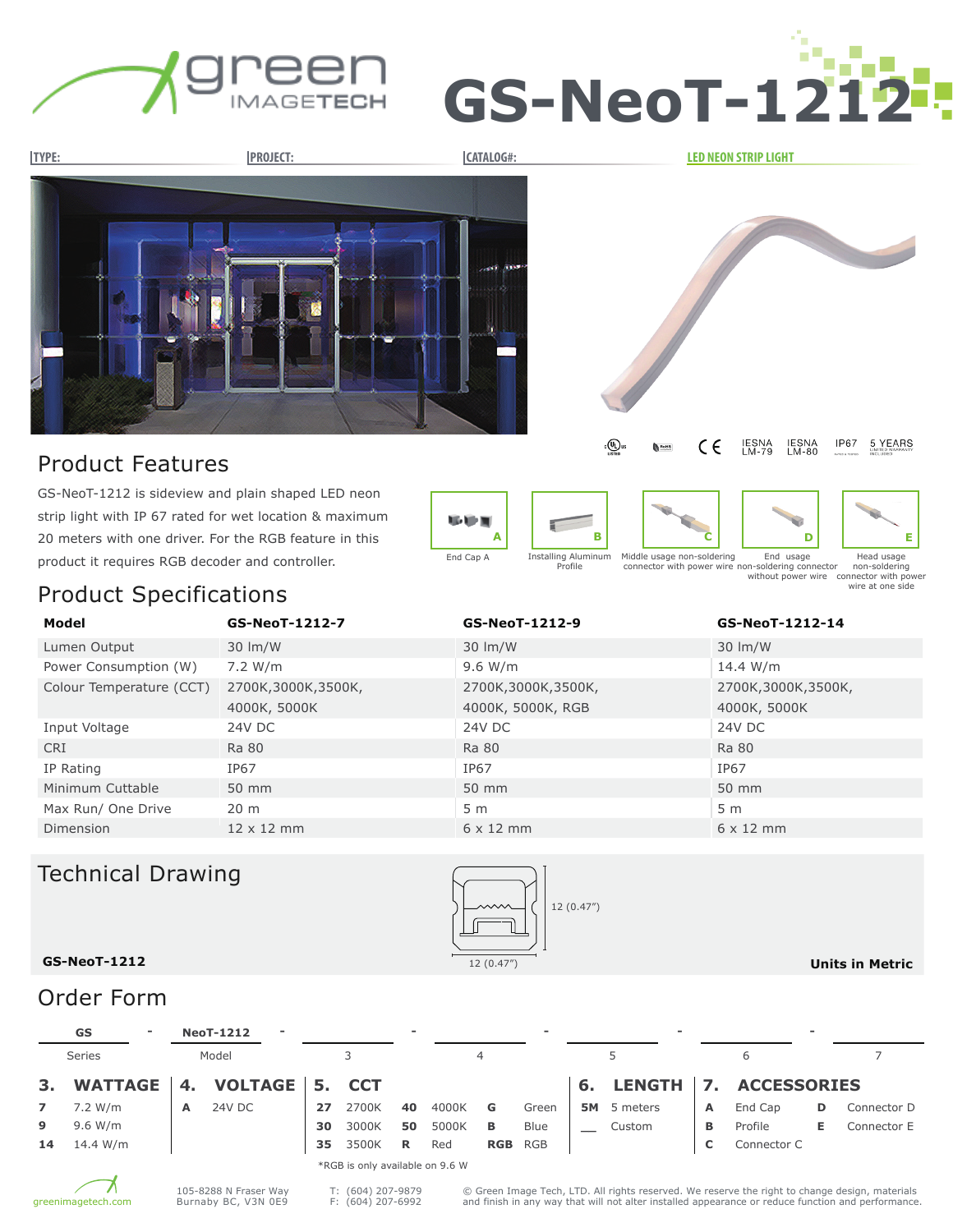# GS-NeoT-1212

**TYPE:** **PROJECT:** **CATALOG#:** **LED NEON STRIP LIGHT**

IESNA LM-79 IESNA LM-80 IP67 5 YEARS

## Product Features

GS-NeoT-1212 is sideview and plain shaped LED neon strip light with IP 67 rated for wet location & maximum 20 meters with one driver. For the RGB feature in this product it requires RGB decoder and controller.

- A — End Cap A
- B — Installing Aluminum Profile
- C — Middle usage non-soldering connector with power wire
- D — End usage non-soldering connector without power wire
- E — Head usage non-soldering connector with power wire at one side

## Product Specifications

| Model | GS-NeoT-1212-7 | GS-NeoT-1212-9 | GS-NeoT-1212-14 |
|---|---|---|---|
| Lumen Output | 30 lm/W | 30 lm/W | 30 lm/W |
| Power Consumption (W) | 7.2 W/m | 9.6 W/m | 14.4 W/m |
| Colour Temperature (CCT) | 2700K,3000K,3500K, 4000K, 5000K | 2700K,3000K,3500K, 4000K, 5000K, RGB | 2700K,3000K,3500K, 4000K, 5000K |
| Input Voltage | 24V DC | 24V DC | 24V DC |
| CRI | Ra 80 | Ra 80 | Ra 80 |
| IP Rating | IP67 | IP67 | IP67 |
| Minimum Cuttable | 50 mm | 50 mm | 50 mm |
| Max Run/ One Drive | 20 m | 5 m | 5 m |
| Dimension | 12 x 12 mm | 6 x 12 mm | 6 x 12 mm |

## Technical Drawing

**GS-NeoT-1212**

12 (0.47”)

12 (0.47”)

**Units in Metric**

## Order Form

| GS | NeoT-1212 | | | | | |
|---|---|---|---|---|---|---|
| Series | Model | 3 | 4 | 5 | 6 | 7 |

**3. WATTAGE**

- **7** 7.2 W/m
- **9** 9.6 W/m
- **14** 14.4 W/m

**4. VOLTAGE**

- **A** 24V DC

**5. CCT**

| | | | | | |
|---|---|---|---|---|---|
| **27** | 2700K | **40** | 4000K | **G** | Green |
| **30** | 3000K | **50** | 5000K | **B** | Blue |
| **35** | 3500K | **R** | Red | **RGB** | RGB |

*RGB is only available on 9.6 W

**6. LENGTH**

- **5M** 5 meters
- __ Custom

**7. ACCESSORIES**

- **A** End Cap
- **B** Profile
- **C** Connector C
- **D** Connector D
- **E** Connector E

greenimagetech.com

105-8288 N Fraser Way
Burnaby BC, V3N 0E9

T: (604) 207-9879
F: (604) 207-6992

© Green Image Tech, LTD. All rights reserved. We reserve the right to change design, materials and finish in any way that will not alter installed appearance or reduce function and performance.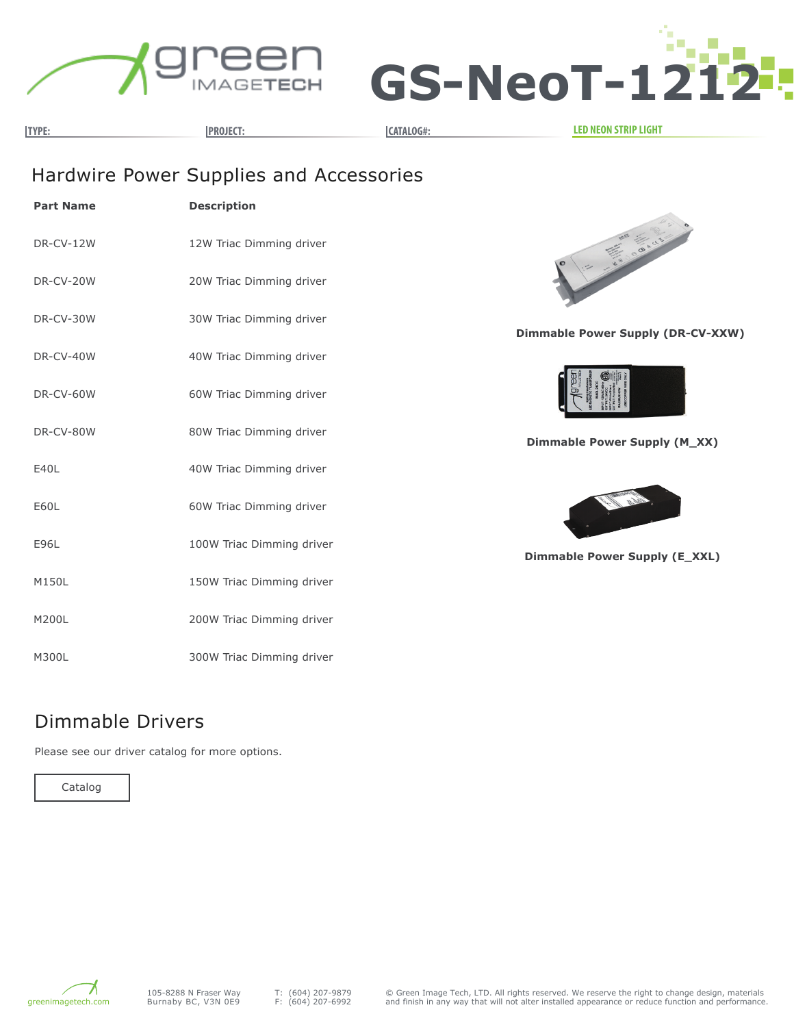GS-NeoT-1212

TYPE: PROJECT: CATALOG#: LED NEON STRIP LIGHT

## Hardwire Power Supplies and Accessories

| Part Name | Description |
|---|---|
| DR-CV-12W | 12W Triac Dimming driver |
| DR-CV-20W | 20W Triac Dimming driver |
| DR-CV-30W | 30W Triac Dimming driver |
| DR-CV-40W | 40W Triac Dimming driver |
| DR-CV-60W | 60W Triac Dimming driver |
| DR-CV-80W | 80W Triac Dimming driver |
| E40L | 40W Triac Dimming driver |
| E60L | 60W Triac Dimming driver |
| E96L | 100W Triac Dimming driver |
| M150L | 150W Triac Dimming driver |
| M200L | 200W Triac Dimming driver |
| M300L | 300W Triac Dimming driver |

**Dimmable Power Supply (DR-CV-XXW)**

**Dimmable Power Supply (M_XX)**

**Dimmable Power Supply (E_XXL)**

## Dimmable Drivers

Please see our driver catalog for more options.

Catalog

greenimagetech.com

105-8288 N Fraser Way
Burnaby BC, V3N 0E9

T: (604) 207-9879
F: (604) 207-6992

© Green Image Tech, LTD. All rights reserved. We reserve the right to change design, materials and finish in any way that will not alter installed appearance or reduce function and performance.